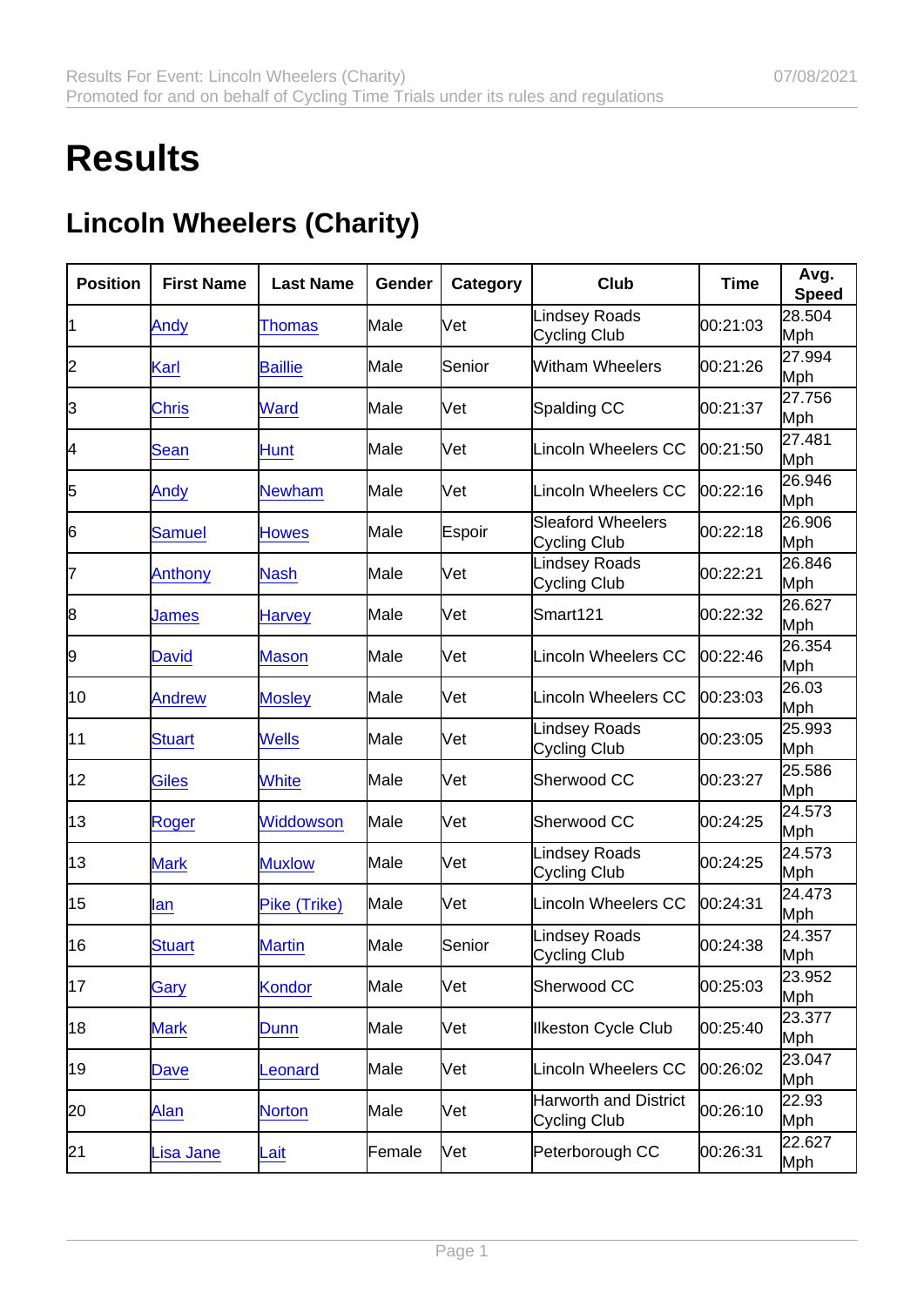# Results

## Lincoln Wheelers (Charity)

| Position | First Name | Last Name | Gender | Category | Club | Time | Avg. Speed |
|---|---|---|---|---|---|---|---|
| 1 | Andy | Thomas | Male | Vet | Lindsey Roads Cycling Club | 00:21:03 | 28.504 Mph |
| 2 | Karl | Baillie | Male | Senior | Witham Wheelers | 00:21:26 | 27.994 Mph |
| 3 | Chris | Ward | Male | Vet | Spalding CC | 00:21:37 | 27.756 Mph |
| 4 | Sean | Hunt | Male | Vet | Lincoln Wheelers CC | 00:21:50 | 27.481 Mph |
| 5 | Andy | Newham | Male | Vet | Lincoln Wheelers CC | 00:22:16 | 26.946 Mph |
| 6 | Samuel | Howes | Male | Espoir | Sleaford Wheelers Cycling Club | 00:22:18 | 26.906 Mph |
| 7 | Anthony | Nash | Male | Vet | Lindsey Roads Cycling Club | 00:22:21 | 26.846 Mph |
| 8 | James | Harvey | Male | Vet | Smart121 | 00:22:32 | 26.627 Mph |
| 9 | David | Mason | Male | Vet | Lincoln Wheelers CC | 00:22:46 | 26.354 Mph |
| 10 | Andrew | Mosley | Male | Vet | Lincoln Wheelers CC | 00:23:03 | 26.03 Mph |
| 11 | Stuart | Wells | Male | Vet | Lindsey Roads Cycling Club | 00:23:05 | 25.993 Mph |
| 12 | Giles | White | Male | Vet | Sherwood CC | 00:23:27 | 25.586 Mph |
| 13 | Roger | Widdowson | Male | Vet | Sherwood CC | 00:24:25 | 24.573 Mph |
| 13 | Mark | Muxlow | Male | Vet | Lindsey Roads Cycling Club | 00:24:25 | 24.573 Mph |
| 15 | Ian | Pike (Trike) | Male | Vet | Lincoln Wheelers CC | 00:24:31 | 24.473 Mph |
| 16 | Stuart | Martin | Male | Senior | Lindsey Roads Cycling Club | 00:24:38 | 24.357 Mph |
| 17 | Gary | Kondor | Male | Vet | Sherwood CC | 00:25:03 | 23.952 Mph |
| 18 | Mark | Dunn | Male | Vet | Ilkeston Cycle Club | 00:25:40 | 23.377 Mph |
| 19 | Dave | Leonard | Male | Vet | Lincoln Wheelers CC | 00:26:02 | 23.047 Mph |
| 20 | Alan | Norton | Male | Vet | Harworth and District Cycling Club | 00:26:10 | 22.93 Mph |
| 21 | Lisa Jane | Lait | Female | Vet | Peterborough CC | 00:26:31 | 22.627 Mph |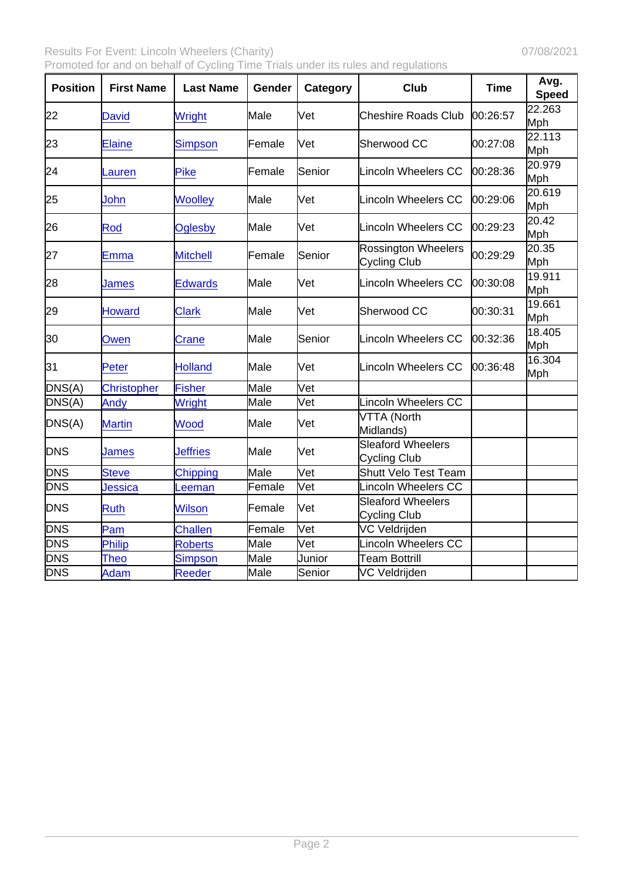| Position | First Name | Last Name | Gender | Category | Club | Time | Avg. Speed |
|---|---|---|---|---|---|---|---|
| 22 | David | Wright | Male | Vet | Cheshire Roads Club | 00:26:57 | 22.263 Mph |
| 23 | Elaine | Simpson | Female | Vet | Sherwood CC | 00:27:08 | 22.113 Mph |
| 24 | Lauren | Pike | Female | Senior | Lincoln Wheelers CC | 00:28:36 | 20.979 Mph |
| 25 | John | Woolley | Male | Vet | Lincoln Wheelers CC | 00:29:06 | 20.619 Mph |
| 26 | Rod | Oglesby | Male | Vet | Lincoln Wheelers CC | 00:29:23 | 20.42 Mph |
| 27 | Emma | Mitchell | Female | Senior | Rossington Wheelers Cycling Club | 00:29:29 | 20.35 Mph |
| 28 | James | Edwards | Male | Vet | Lincoln Wheelers CC | 00:30:08 | 19.911 Mph |
| 29 | Howard | Clark | Male | Vet | Sherwood CC | 00:30:31 | 19.661 Mph |
| 30 | Owen | Crane | Male | Senior | Lincoln Wheelers CC | 00:32:36 | 18.405 Mph |
| 31 | Peter | Holland | Male | Vet | Lincoln Wheelers CC | 00:36:48 | 16.304 Mph |
| DNS(A) | Christopher | Fisher | Male | Vet | | | |
| DNS(A) | Andy | Wright | Male | Vet | Lincoln Wheelers CC | | |
| DNS(A) | Martin | Wood | Male | Vet | VTTA (North Midlands) | | |
| DNS | James | Jeffries | Male | Vet | Sleaford Wheelers Cycling Club | | |
| DNS | Steve | Chipping | Male | Vet | Shutt Velo Test Team | | |
| DNS | Jessica | Leeman | Female | Vet | Lincoln Wheelers CC | | |
| DNS | Ruth | Wilson | Female | Vet | Sleaford Wheelers Cycling Club | | |
| DNS | Pam | Challen | Female | Vet | VC Veldrijden | | |
| DNS | Philip | Roberts | Male | Vet | Lincoln Wheelers CC | | |
| DNS | Theo | Simpson | Male | Junior | Team Bottrill | | |
| DNS | Adam | Reeder | Male | Senior | VC Veldrijden | | |